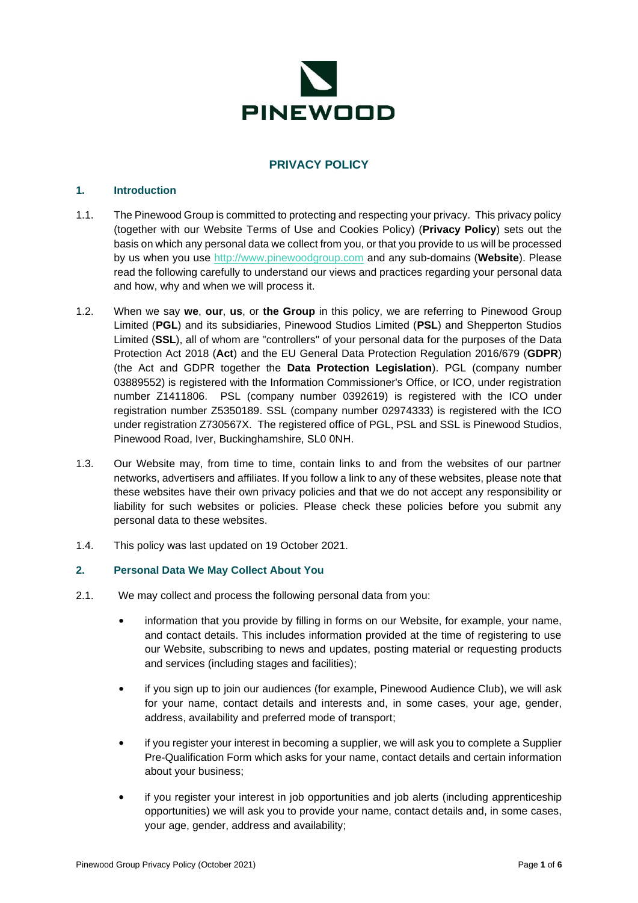PINEWOOD

# PRIVACY POLICY

## 1. Introduction

1.1. The Pinewood Group is committed to protecting and respecting your privacy. This privacy policy (together with our Website Terms of Use and Cookies Policy) (**Privacy Policy**) sets out the basis on which any personal data we collect from you, or that you provide to us will be processed by us when you use http://www.pinewoodgroup.com and any sub-domains (**Website**). Please read the following carefully to understand our views and practices regarding your personal data and how, why and when we will process it.

1.2. When we say **we**, **our**, **us**, or **the Group** in this policy, we are referring to Pinewood Group Limited (**PGL**) and its subsidiaries, Pinewood Studios Limited (**PSL**) and Shepperton Studios Limited (**SSL**), all of whom are "controllers" of your personal data for the purposes of the Data Protection Act 2018 (**Act**) and the EU General Data Protection Regulation 2016/679 (**GDPR**) (the Act and GDPR together the **Data Protection Legislation**). PGL (company number 03889552) is registered with the Information Commissioner's Office, or ICO, under registration number Z1411806. PSL (company number 0392619) is registered with the ICO under registration number Z5350189. SSL (company number 02974333) is registered with the ICO under registration Z730567X. The registered office of PGL, PSL and SSL is Pinewood Studios, Pinewood Road, Iver, Buckinghamshire, SL0 0NH.

1.3. Our Website may, from time to time, contain links to and from the websites of our partner networks, advertisers and affiliates. If you follow a link to any of these websites, please note that these websites have their own privacy policies and that we do not accept any responsibility or liability for such websites or policies. Please check these policies before you submit any personal data to these websites.

1.4. This policy was last updated on 19 October 2021.

## 2. Personal Data We May Collect About You

2.1. We may collect and process the following personal data from you:

- information that you provide by filling in forms on our Website, for example, your name, and contact details. This includes information provided at the time of registering to use our Website, subscribing to news and updates, posting material or requesting products and services (including stages and facilities);
- if you sign up to join our audiences (for example, Pinewood Audience Club), we will ask for your name, contact details and interests and, in some cases, your age, gender, address, availability and preferred mode of transport;
- if you register your interest in becoming a supplier, we will ask you to complete a Supplier Pre-Qualification Form which asks for your name, contact details and certain information about your business;
- if you register your interest in job opportunities and job alerts (including apprenticeship opportunities) we will ask you to provide your name, contact details and, in some cases, your age, gender, address and availability;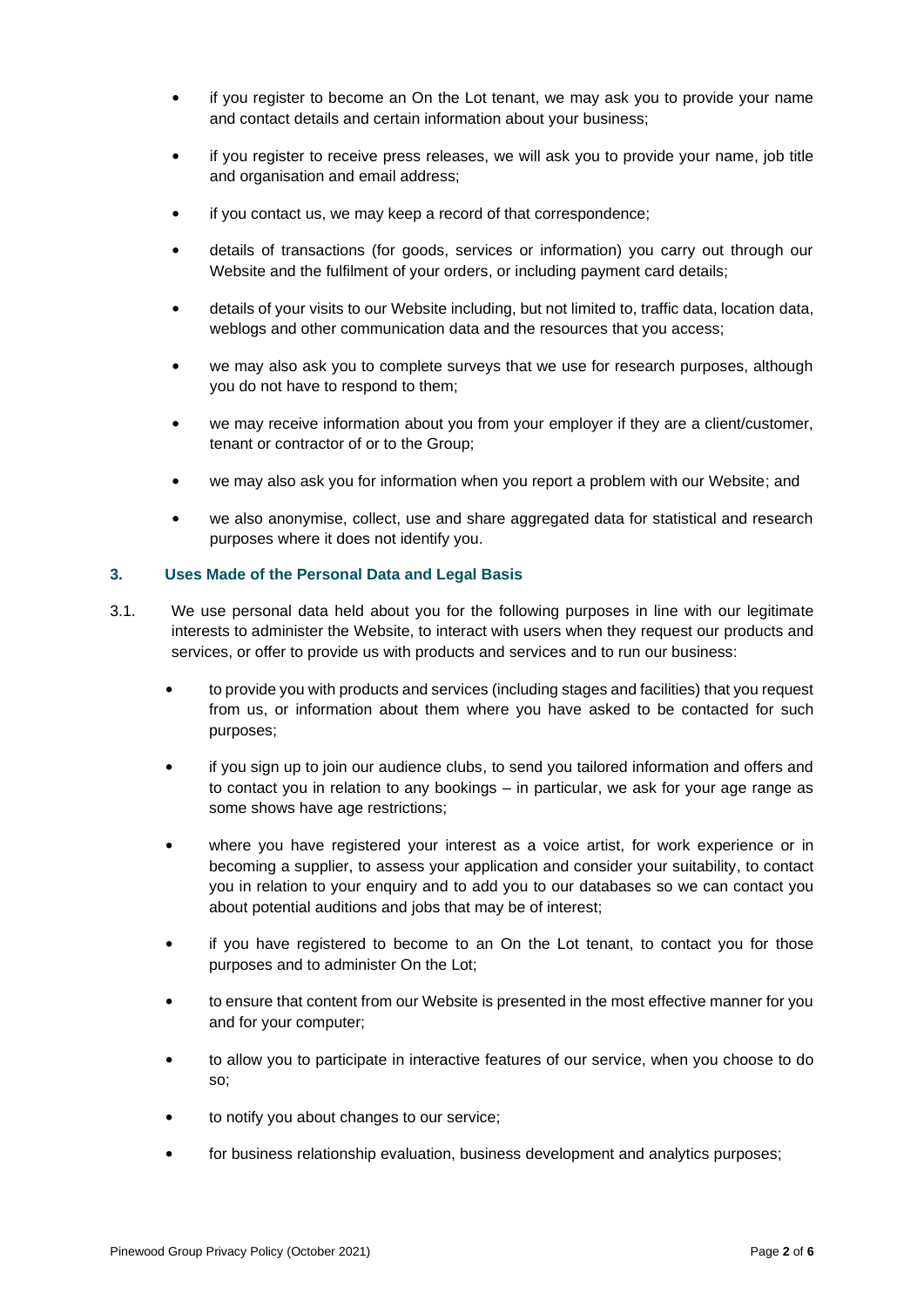- if you register to become an On the Lot tenant, we may ask you to provide your name and contact details and certain information about your business;
- if you register to receive press releases, we will ask you to provide your name, job title and organisation and email address;
- if you contact us, we may keep a record of that correspondence;
- details of transactions (for goods, services or information) you carry out through our Website and the fulfilment of your orders, or including payment card details;
- details of your visits to our Website including, but not limited to, traffic data, location data, weblogs and other communication data and the resources that you access;
- we may also ask you to complete surveys that we use for research purposes, although you do not have to respond to them;
- we may receive information about you from your employer if they are a client/customer, tenant or contractor of or to the Group;
- we may also ask you for information when you report a problem with our Website; and
- we also anonymise, collect, use and share aggregated data for statistical and research purposes where it does not identify you.

### 3. Uses Made of the Personal Data and Legal Basis

3.1. We use personal data held about you for the following purposes in line with our legitimate interests to administer the Website, to interact with users when they request our products and services, or offer to provide us with products and services and to run our business:

- to provide you with products and services (including stages and facilities) that you request from us, or information about them where you have asked to be contacted for such purposes;
- if you sign up to join our audience clubs, to send you tailored information and offers and to contact you in relation to any bookings – in particular, we ask for your age range as some shows have age restrictions;
- where you have registered your interest as a voice artist, for work experience or in becoming a supplier, to assess your application and consider your suitability, to contact you in relation to your enquiry and to add you to our databases so we can contact you about potential auditions and jobs that may be of interest;
- if you have registered to become to an On the Lot tenant, to contact you for those purposes and to administer On the Lot;
- to ensure that content from our Website is presented in the most effective manner for you and for your computer;
- to allow you to participate in interactive features of our service, when you choose to do so;
- to notify you about changes to our service;
- for business relationship evaluation, business development and analytics purposes;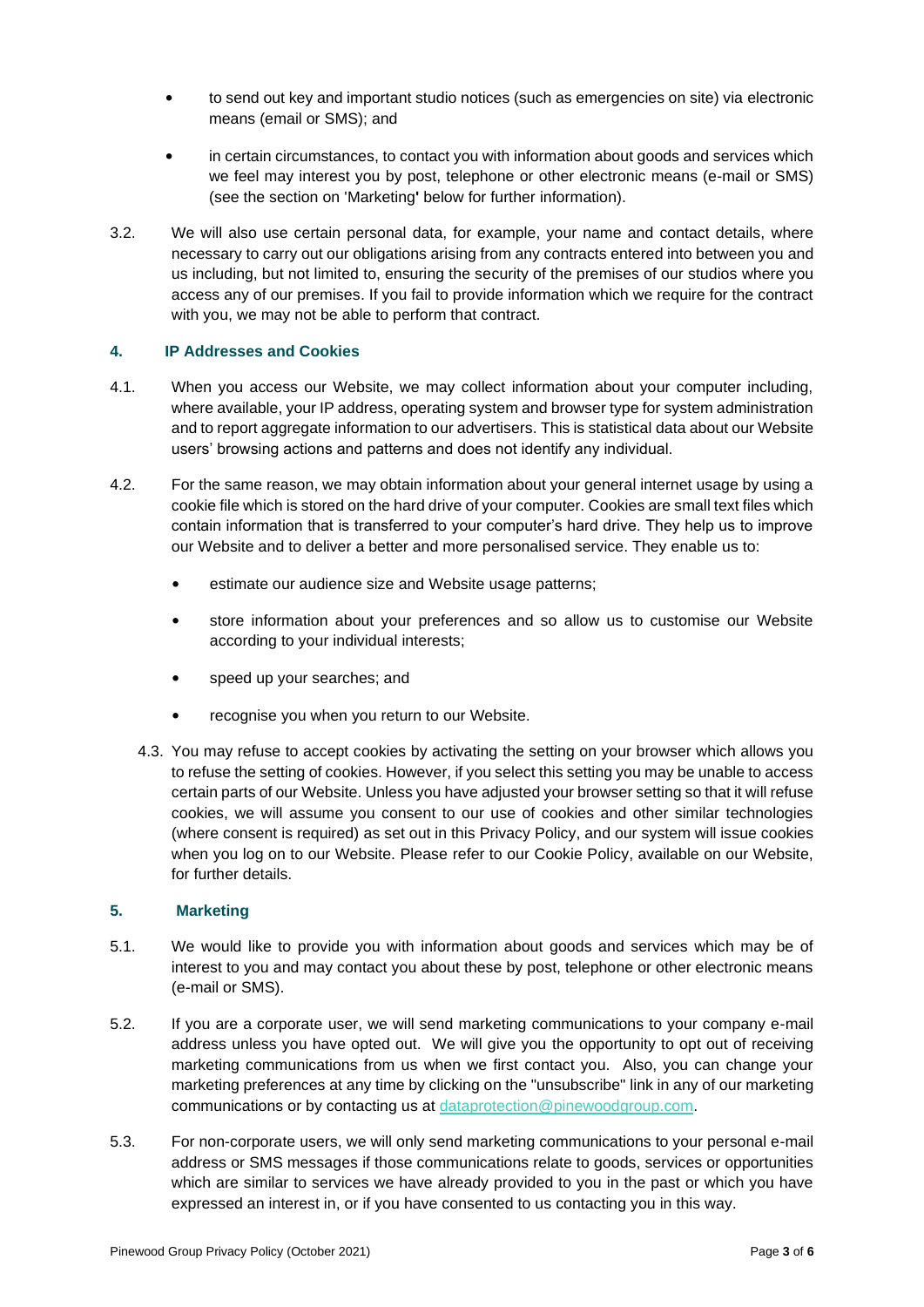- to send out key and important studio notices (such as emergencies on site) via electronic means (email or SMS); and
- in certain circumstances, to contact you with information about goods and services which we feel may interest you by post, telephone or other electronic means (e-mail or SMS) (see the section on 'Marketing**'** below for further information).

3.2. We will also use certain personal data, for example, your name and contact details, where necessary to carry out our obligations arising from any contracts entered into between you and us including, but not limited to, ensuring the security of the premises of our studios where you access any of our premises. If you fail to provide information which we require for the contract with you, we may not be able to perform that contract.

## 4. IP Addresses and Cookies

4.1. When you access our Website, we may collect information about your computer including, where available, your IP address, operating system and browser type for system administration and to report aggregate information to our advertisers. This is statistical data about our Website users' browsing actions and patterns and does not identify any individual.

4.2. For the same reason, we may obtain information about your general internet usage by using a cookie file which is stored on the hard drive of your computer. Cookies are small text files which contain information that is transferred to your computer's hard drive. They help us to improve our Website and to deliver a better and more personalised service. They enable us to:

- estimate our audience size and Website usage patterns;
- store information about your preferences and so allow us to customise our Website according to your individual interests;
- speed up your searches; and
- recognise you when you return to our Website.

4.3. You may refuse to accept cookies by activating the setting on your browser which allows you to refuse the setting of cookies. However, if you select this setting you may be unable to access certain parts of our Website. Unless you have adjusted your browser setting so that it will refuse cookies, we will assume you consent to our use of cookies and other similar technologies (where consent is required) as set out in this Privacy Policy, and our system will issue cookies when you log on to our Website. Please refer to our Cookie Policy, available on our Website, for further details.

## 5. Marketing

5.1. We would like to provide you with information about goods and services which may be of interest to you and may contact you about these by post, telephone or other electronic means (e-mail or SMS).

5.2. If you are a corporate user, we will send marketing communications to your company e-mail address unless you have opted out. We will give you the opportunity to opt out of receiving marketing communications from us when we first contact you. Also, you can change your marketing preferences at any time by clicking on the "unsubscribe" link in any of our marketing communications or by contacting us at dataprotection@pinewoodgroup.com.

5.3. For non-corporate users, we will only send marketing communications to your personal e-mail address or SMS messages if those communications relate to goods, services or opportunities which are similar to services we have already provided to you in the past or which you have expressed an interest in, or if you have consented to us contacting you in this way.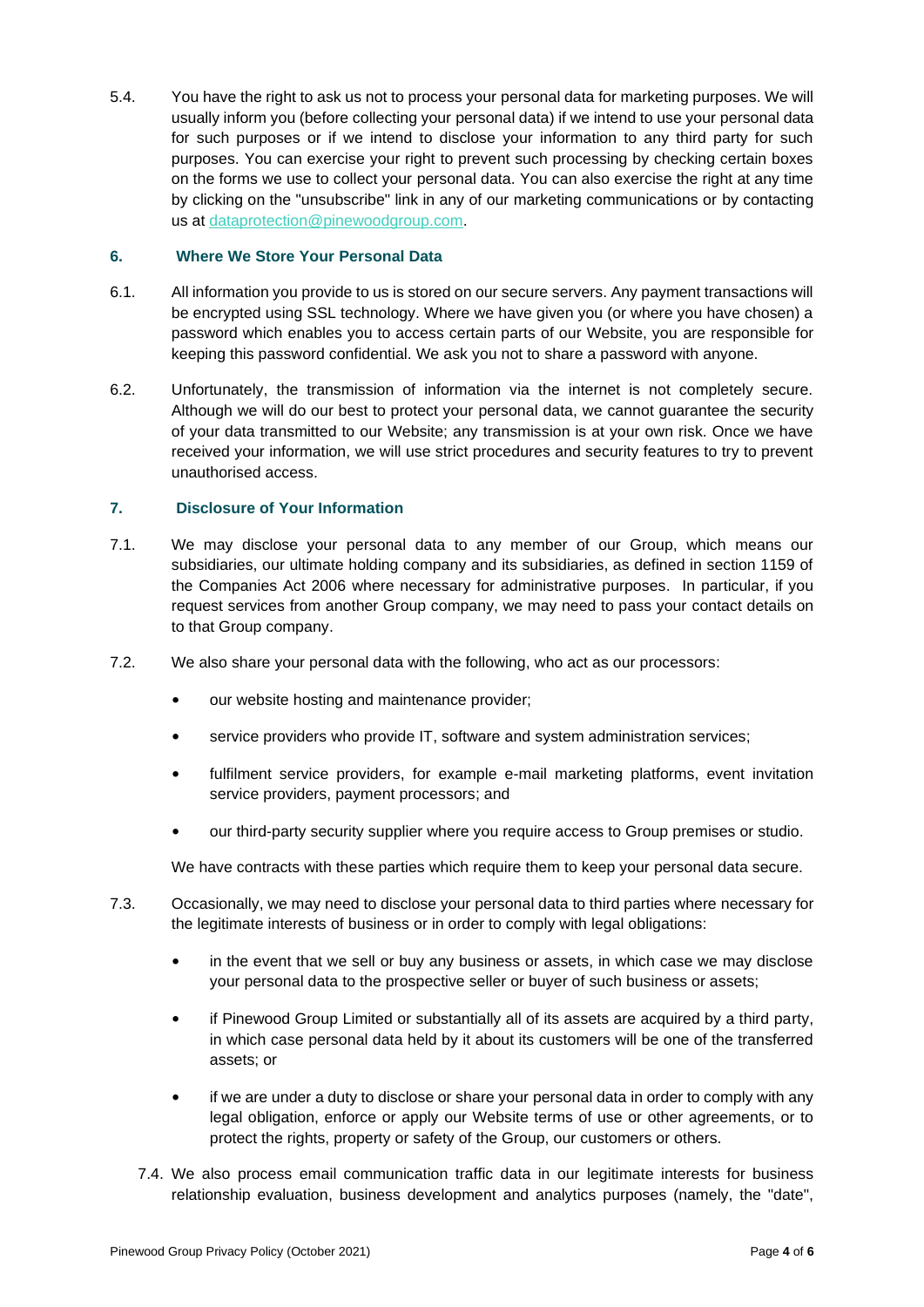5.4. You have the right to ask us not to process your personal data for marketing purposes. We will usually inform you (before collecting your personal data) if we intend to use your personal data for such purposes or if we intend to disclose your information to any third party for such purposes. You can exercise your right to prevent such processing by checking certain boxes on the forms we use to collect your personal data. You can also exercise the right at any time by clicking on the "unsubscribe" link in any of our marketing communications or by contacting us at dataprotection@pinewoodgroup.com.

## 6. Where We Store Your Personal Data

6.1. All information you provide to us is stored on our secure servers. Any payment transactions will be encrypted using SSL technology. Where we have given you (or where you have chosen) a password which enables you to access certain parts of our Website, you are responsible for keeping this password confidential. We ask you not to share a password with anyone.

6.2. Unfortunately, the transmission of information via the internet is not completely secure. Although we will do our best to protect your personal data, we cannot guarantee the security of your data transmitted to our Website; any transmission is at your own risk. Once we have received your information, we will use strict procedures and security features to try to prevent unauthorised access.

## 7. Disclosure of Your Information

7.1. We may disclose your personal data to any member of our Group, which means our subsidiaries, our ultimate holding company and its subsidiaries, as defined in section 1159 of the Companies Act 2006 where necessary for administrative purposes. In particular, if you request services from another Group company, we may need to pass your contact details on to that Group company.

7.2. We also share your personal data with the following, who act as our processors:

- our website hosting and maintenance provider;
- service providers who provide IT, software and system administration services;
- fulfilment service providers, for example e-mail marketing platforms, event invitation service providers, payment processors; and
- our third-party security supplier where you require access to Group premises or studio.

We have contracts with these parties which require them to keep your personal data secure.

7.3. Occasionally, we may need to disclose your personal data to third parties where necessary for the legitimate interests of business or in order to comply with legal obligations:

- in the event that we sell or buy any business or assets, in which case we may disclose your personal data to the prospective seller or buyer of such business or assets;
- if Pinewood Group Limited or substantially all of its assets are acquired by a third party, in which case personal data held by it about its customers will be one of the transferred assets; or
- if we are under a duty to disclose or share your personal data in order to comply with any legal obligation, enforce or apply our Website terms of use or other agreements, or to protect the rights, property or safety of the Group, our customers or others.

7.4. We also process email communication traffic data in our legitimate interests for business relationship evaluation, business development and analytics purposes (namely, the "date",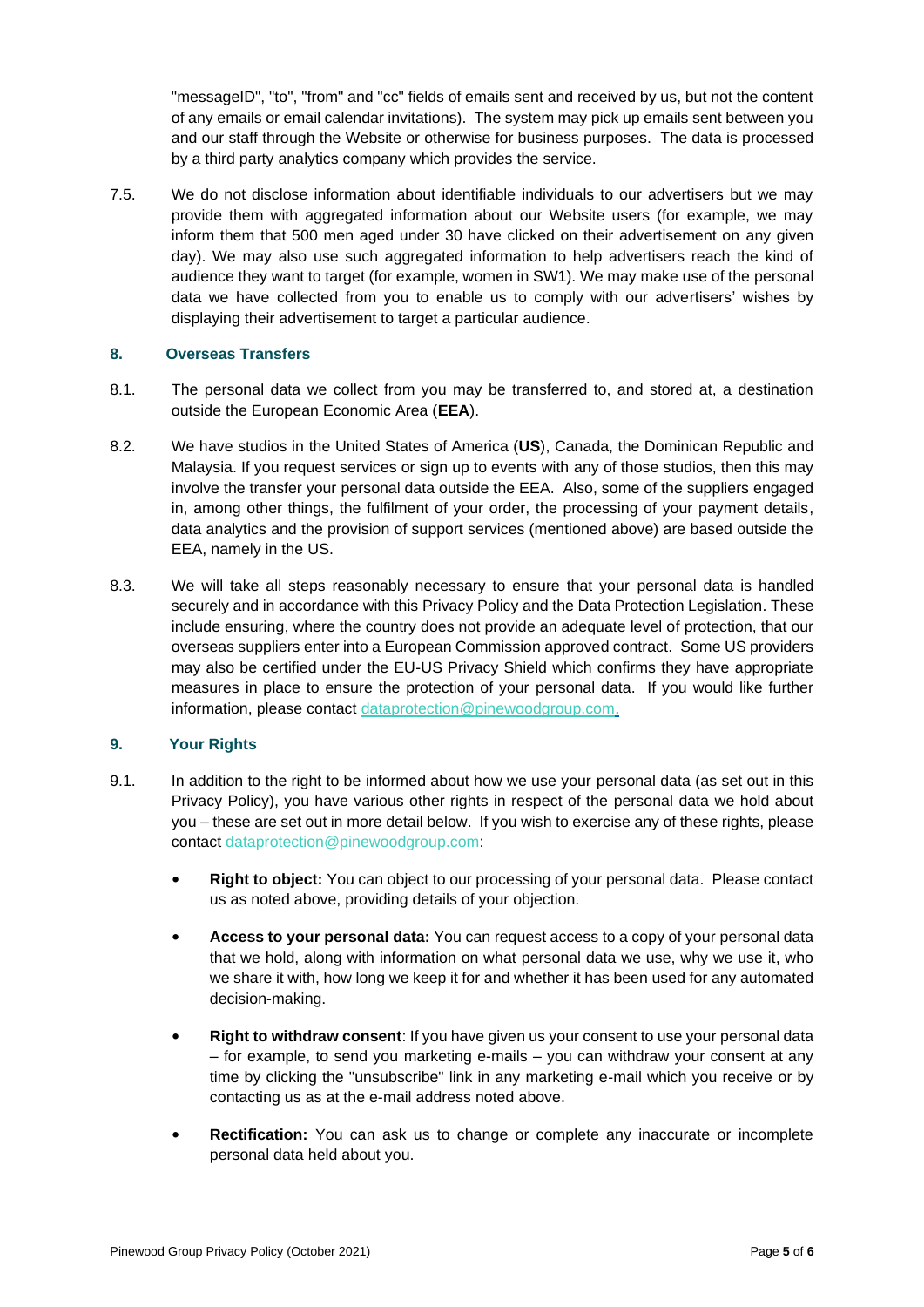"messageID", "to", "from" and "cc" fields of emails sent and received by us, but not the content of any emails or email calendar invitations). The system may pick up emails sent between you and our staff through the Website or otherwise for business purposes. The data is processed by a third party analytics company which provides the service.

7.5. We do not disclose information about identifiable individuals to our advertisers but we may provide them with aggregated information about our Website users (for example, we may inform them that 500 men aged under 30 have clicked on their advertisement on any given day). We may also use such aggregated information to help advertisers reach the kind of audience they want to target (for example, women in SW1). We may make use of the personal data we have collected from you to enable us to comply with our advertisers' wishes by displaying their advertisement to target a particular audience.

## 8. Overseas Transfers

8.1. The personal data we collect from you may be transferred to, and stored at, a destination outside the European Economic Area (**EEA**).

8.2. We have studios in the United States of America (**US**), Canada, the Dominican Republic and Malaysia. If you request services or sign up to events with any of those studios, then this may involve the transfer your personal data outside the EEA. Also, some of the suppliers engaged in, among other things, the fulfilment of your order, the processing of your payment details, data analytics and the provision of support services (mentioned above) are based outside the EEA, namely in the US.

8.3. We will take all steps reasonably necessary to ensure that your personal data is handled securely and in accordance with this Privacy Policy and the Data Protection Legislation. These include ensuring, where the country does not provide an adequate level of protection, that our overseas suppliers enter into a European Commission approved contract. Some US providers may also be certified under the EU-US Privacy Shield which confirms they have appropriate measures in place to ensure the protection of your personal data. If you would like further information, please contact dataprotection@pinewoodgroup.com.

## 9. Your Rights

9.1. In addition to the right to be informed about how we use your personal data (as set out in this Privacy Policy), you have various other rights in respect of the personal data we hold about you – these are set out in more detail below. If you wish to exercise any of these rights, please contact dataprotection@pinewoodgroup.com:

- **Right to object:** You can object to our processing of your personal data. Please contact us as noted above, providing details of your objection.
- **Access to your personal data:** You can request access to a copy of your personal data that we hold, along with information on what personal data we use, why we use it, who we share it with, how long we keep it for and whether it has been used for any automated decision-making.
- **Right to withdraw consent**: If you have given us your consent to use your personal data – for example, to send you marketing e-mails – you can withdraw your consent at any time by clicking the "unsubscribe" link in any marketing e-mail which you receive or by contacting us as at the e-mail address noted above.
- **Rectification:** You can ask us to change or complete any inaccurate or incomplete personal data held about you.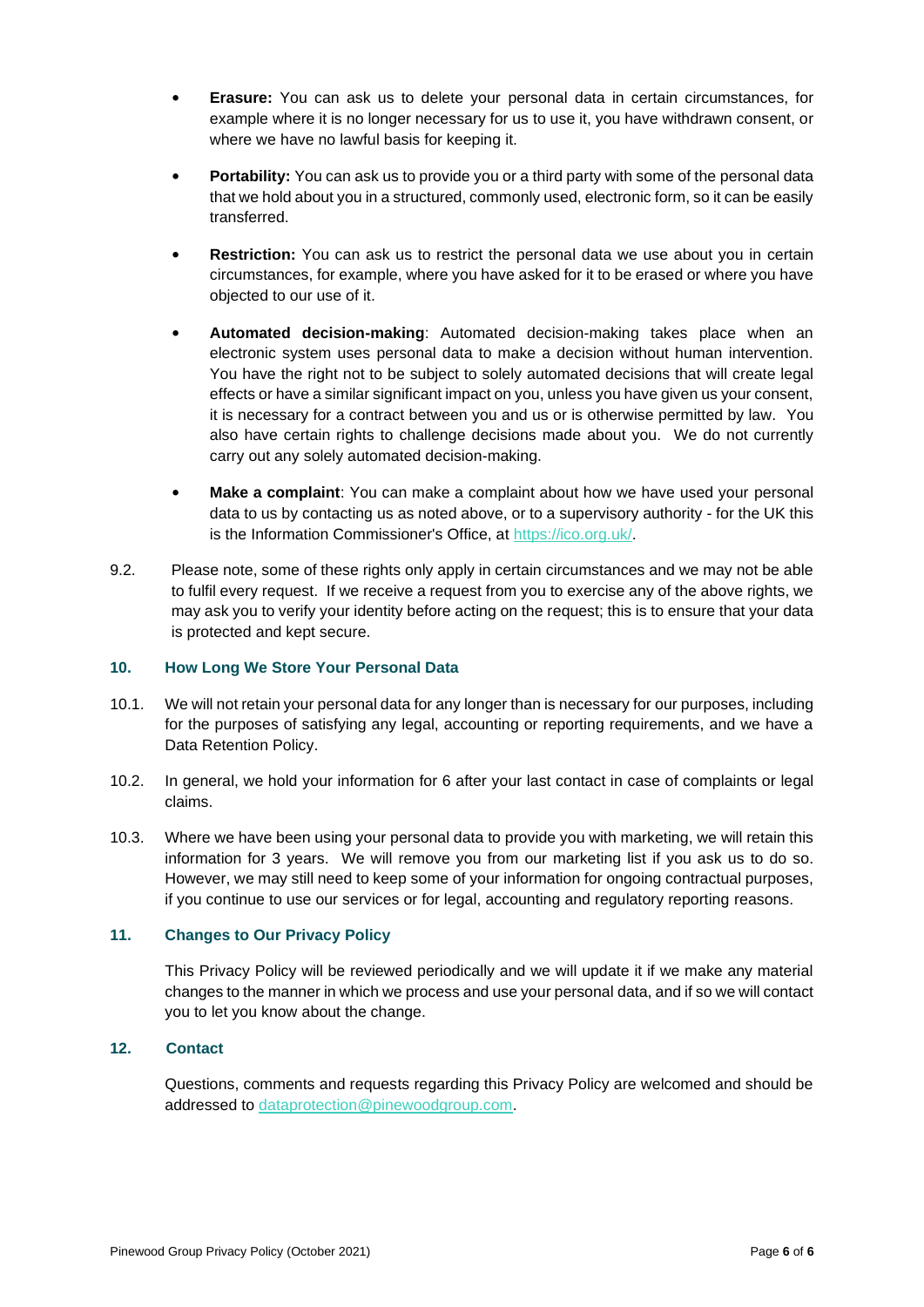- **Erasure:** You can ask us to delete your personal data in certain circumstances, for example where it is no longer necessary for us to use it, you have withdrawn consent, or where we have no lawful basis for keeping it.
- **Portability:** You can ask us to provide you or a third party with some of the personal data that we hold about you in a structured, commonly used, electronic form, so it can be easily transferred.
- **Restriction:** You can ask us to restrict the personal data we use about you in certain circumstances, for example, where you have asked for it to be erased or where you have objected to our use of it.
- **Automated decision-making**: Automated decision-making takes place when an electronic system uses personal data to make a decision without human intervention. You have the right not to be subject to solely automated decisions that will create legal effects or have a similar significant impact on you, unless you have given us your consent, it is necessary for a contract between you and us or is otherwise permitted by law. You also have certain rights to challenge decisions made about you. We do not currently carry out any solely automated decision-making.
- **Make a complaint**: You can make a complaint about how we have used your personal data to us by contacting us as noted above, or to a supervisory authority - for the UK this is the Information Commissioner's Office, at [https://ico.org.uk/](https://ico.org.uk/).

9.2. Please note, some of these rights only apply in certain circumstances and we may not be able to fulfil every request. If we receive a request from you to exercise any of the above rights, we may ask you to verify your identity before acting on the request; this is to ensure that your data is protected and kept secure.

## 10. How Long We Store Your Personal Data

10.1. We will not retain your personal data for any longer than is necessary for our purposes, including for the purposes of satisfying any legal, accounting or reporting requirements, and we have a Data Retention Policy.

10.2. In general, we hold your information for 6 after your last contact in case of complaints or legal claims.

10.3. Where we have been using your personal data to provide you with marketing, we will retain this information for 3 years. We will remove you from our marketing list if you ask us to do so. However, we may still need to keep some of your information for ongoing contractual purposes, if you continue to use our services or for legal, accounting and regulatory reporting reasons.

## 11. Changes to Our Privacy Policy

This Privacy Policy will be reviewed periodically and we will update it if we make any material changes to the manner in which we process and use your personal data, and if so we will contact you to let you know about the change.

## 12. Contact

Questions, comments and requests regarding this Privacy Policy are welcomed and should be addressed to [dataprotection@pinewoodgroup.com](mailto:dataprotection@pinewoodgroup.com).